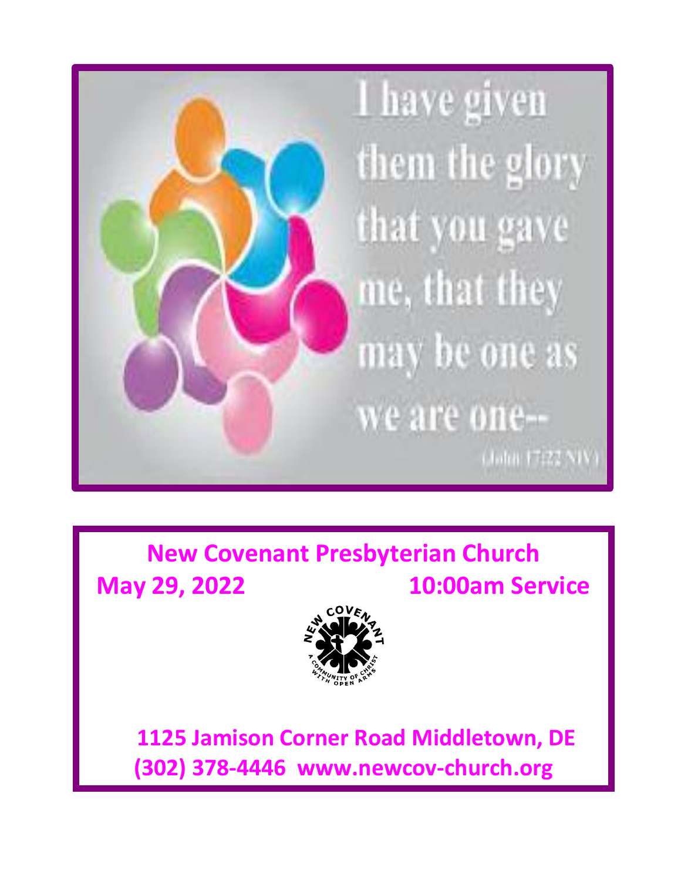I have given them the glory that you gave me, that they may be one as we are one--

(John 17:22 NIV)

# New Covenant Presbyterian Church

**May 29, 2022 10:00am Service**

NEW COVENANT
A COMMUNITY OF CHRIST WITH OPEN ARMS

**1125 Jamison Corner Road Middletown, DE**

**(302) 378-4446 www.newcov-church.org**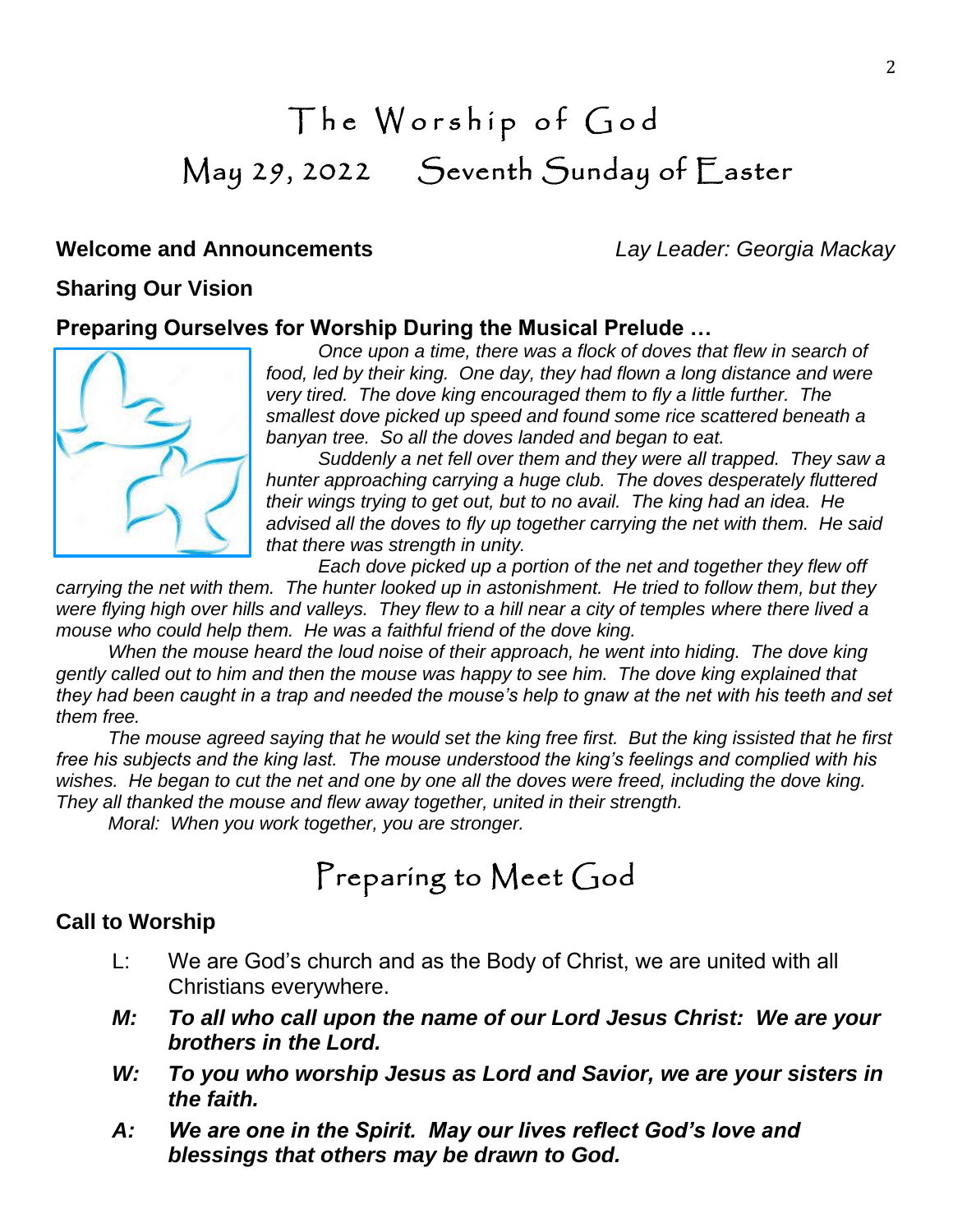# The Worship of God

## May 29, 2022 Seventh Sunday of Easter

**Welcome and Announcements** *Lay Leader: Georgia Mackay*

**Sharing Our Vision**

**Preparing Ourselves for Worship During the Musical Prelude …**

*Once upon a time, there was a flock of doves that flew in search of food, led by their king. One day, they had flown a long distance and were very tired. The dove king encouraged them to fly a little further. The smallest dove picked up speed and found some rice scattered beneath a banyan tree. So all the doves landed and began to eat.*

*Suddenly a net fell over them and they were all trapped. They saw a hunter approaching carrying a huge club. The doves desperately fluttered their wings trying to get out, but to no avail. The king had an idea. He advised all the doves to fly up together carrying the net with them. He said that there was strength in unity.*

*Each dove picked up a portion of the net and together they flew off carrying the net with them. The hunter looked up in astonishment. He tried to follow them, but they were flying high over hills and valleys. They flew to a hill near a city of temples where there lived a mouse who could help them. He was a faithful friend of the dove king.*

*When the mouse heard the loud noise of their approach, he went into hiding. The dove king gently called out to him and then the mouse was happy to see him. The dove king explained that they had been caught in a trap and needed the mouse's help to gnaw at the net with his teeth and set them free.*

*The mouse agreed saying that he would set the king free first. But the king issisted that he first free his subjects and the king last. The mouse understood the king's feelings and complied with his wishes. He began to cut the net and one by one all the doves were freed, including the dove king. They all thanked the mouse and flew away together, united in their strength.*

*Moral: When you work together, you are stronger.*

# Preparing to Meet God

**Call to Worship**

L: We are God's church and as the Body of Christ, we are united with all Christians everywhere.

***M: To all who call upon the name of our Lord Jesus Christ: We are your brothers in the Lord.***

***W: To you who worship Jesus as Lord and Savior, we are your sisters in the faith.***

***A: We are one in the Spirit. May our lives reflect God's love and blessings that others may be drawn to God.***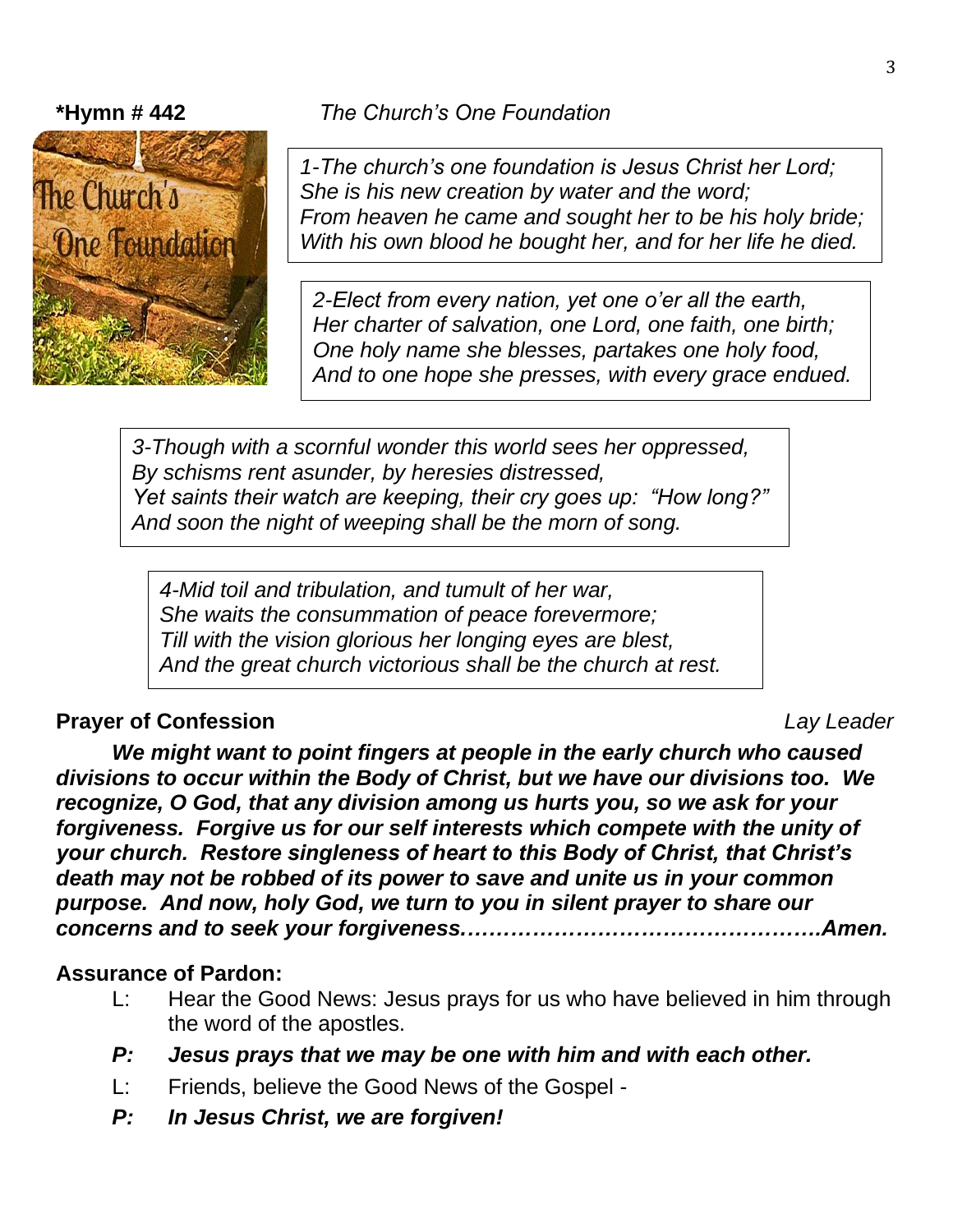**\*Hymn # 442** *The Church's One Foundation*

*1-The church's one foundation is Jesus Christ her Lord;*
*She is his new creation by water and the word;*
*From heaven he came and sought her to be his holy bride;*
*With his own blood he bought her, and for her life he died.*

*2-Elect from every nation, yet one o'er all the earth,*
*Her charter of salvation, one Lord, one faith, one birth;*
*One holy name she blesses, partakes one holy food,*
*And to one hope she presses, with every grace endued.*

*3-Though with a scornful wonder this world sees her oppressed,*
*By schisms rent asunder, by heresies distressed,*
*Yet saints their watch are keeping, their cry goes up: "How long?"*
*And soon the night of weeping shall be the morn of song.*

*4-Mid toil and tribulation, and tumult of her war,*
*She waits the consummation of peace forevermore;*
*Till with the vision glorious her longing eyes are blest,*
*And the great church victorious shall be the church at rest.*

**Prayer of Confession** *Lay Leader*

***We might want to point fingers at people in the early church who caused divisions to occur within the Body of Christ, but we have our divisions too. We recognize, O God, that any division among us hurts you, so we ask for your forgiveness. Forgive us for our self interests which compete with the unity of your church. Restore singleness of heart to this Body of Christ, that Christ's death may not be robbed of its power to save and unite us in your common purpose. And now, holy God, we turn to you in silent prayer to share our concerns and to seek your forgiveness……………………………………………Amen.***

**Assurance of Pardon:**

L: Hear the Good News: Jesus prays for us who have believed in him through the word of the apostles.

***P: Jesus prays that we may be one with him and with each other.***

L: Friends, believe the Good News of the Gospel -

***P: In Jesus Christ, we are forgiven!***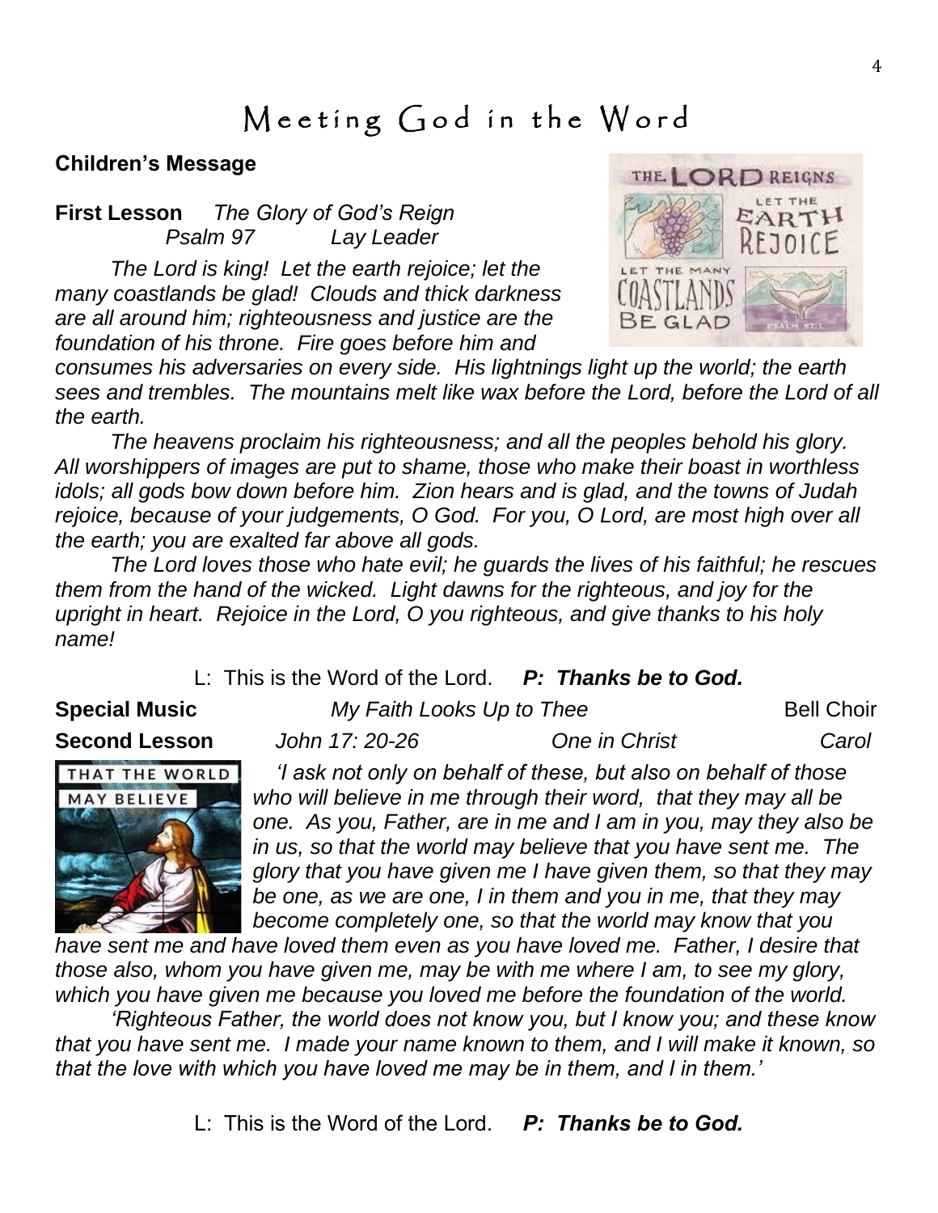# Meeting God in the Word

**Children's Message**

**First Lesson** *The Glory of God's Reign*
*Psalm 97* *Lay Leader*

*The Lord is king! Let the earth rejoice; let the many coastlands be glad! Clouds and thick darkness are all around him; righteousness and justice are the foundation of his throne. Fire goes before him and consumes his adversaries on every side. His lightnings light up the world; the earth sees and trembles. The mountains melt like wax before the Lord, before the Lord of all the earth.*

*The heavens proclaim his righteousness; and all the peoples behold his glory. All worshippers of images are put to shame, those who make their boast in worthless idols; all gods bow down before him. Zion hears and is glad, and the towns of Judah rejoice, because of your judgements, O God. For you, O Lord, are most high over all the earth; you are exalted far above all gods.*

*The Lord loves those who hate evil; he guards the lives of his faithful; he rescues them from the hand of the wicked. Light dawns for the righteous, and joy for the upright in heart. Rejoice in the Lord, O you righteous, and give thanks to his holy name!*

L: This is the Word of the Lord. ***P: Thanks be to God.***

**Special Music** *My Faith Looks Up to Thee* Bell Choir

**Second Lesson** *John 17: 20-26* *One in Christ* *Carol*

*'I ask not only on behalf of these, but also on behalf of those who will believe in me through their word, that they may all be one. As you, Father, are in me and I am in you, may they also be in us, so that the world may believe that you have sent me. The glory that you have given me I have given them, so that they may be one, as we are one, I in them and you in me, that they may become completely one, so that the world may know that you have sent me and have loved them even as you have loved me. Father, I desire that those also, whom you have given me, may be with me where I am, to see my glory, which you have given me because you loved me before the foundation of the world.*

*'Righteous Father, the world does not know you, but I know you; and these know that you have sent me. I made your name known to them, and I will make it known, so that the love with which you have loved me may be in them, and I in them.'*

L: This is the Word of the Lord. ***P: Thanks be to God.***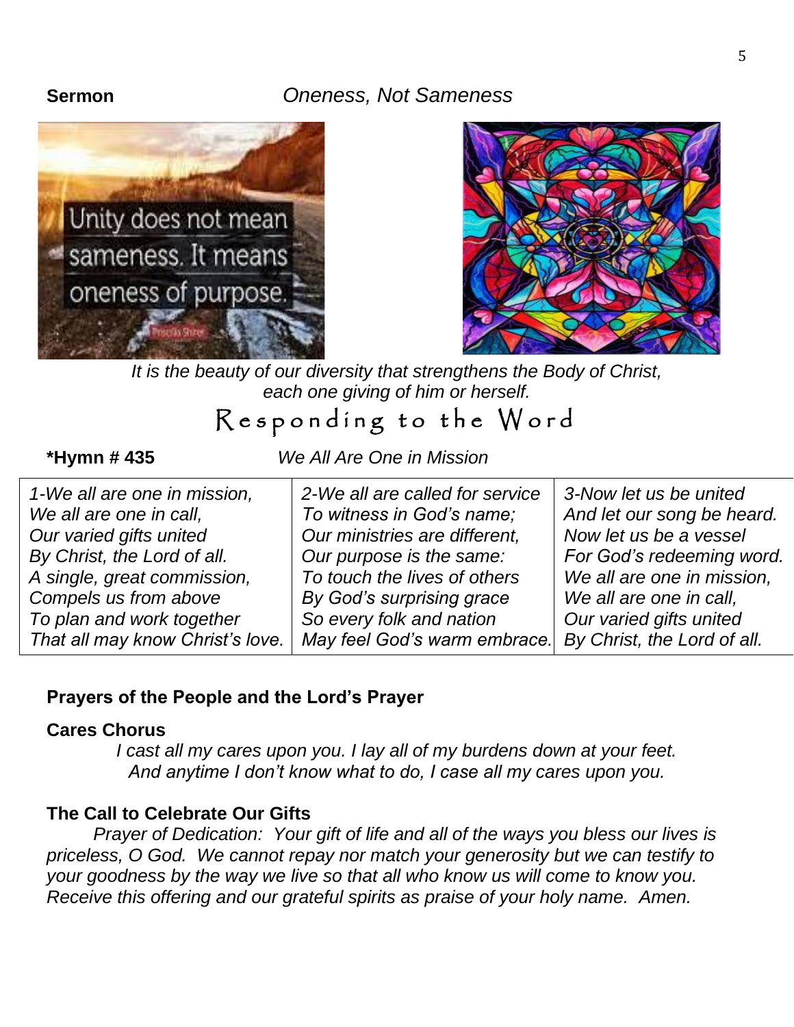**Sermon** *Oneness, Not Sameness*

Unity does not mean sameness. It means oneness of purpose.

*It is the beauty of our diversity that strengthens the Body of Christ, each one giving of him or herself.*

## Responding to the Word

**\*Hymn # 435** *We All Are One in Mission*

| 1-We all are one in mission, | 2-We all are called for service | 3-Now let us be united |
|---|---|---|
| *We all are one in mission,<br>We all are one in call,<br>Our varied gifts united<br>By Christ, the Lord of all.<br>A single, great commission,<br>Compels us from above<br>To plan and work together<br>That all may know Christ's love.* | *2-We all are called for service<br>To witness in God's name;<br>Our ministries are different,<br>Our purpose is the same:<br>To touch the lives of others<br>By God's surprising grace<br>So every folk and nation<br>May feel God's warm embrace.* | *3-Now let us be united<br>And let our song be heard.<br>Now let us be a vessel<br>For God's redeeming word.<br>We all are one in mission,<br>We all are one in call,<br>Our varied gifts united<br>By Christ, the Lord of all.* |

**Prayers of the People and the Lord's Prayer**

**Cares Chorus**

*I cast all my cares upon you. I lay all of my burdens down at your feet.*
*And anytime I don't know what to do, I case all my cares upon you.*

**The Call to Celebrate Our Gifts**

*Prayer of Dedication: Your gift of life and all of the ways you bless our lives is priceless, O God. We cannot repay nor match your generosity but we can testify to your goodness by the way we live so that all who know us will come to know you. Receive this offering and our grateful spirits as praise of your holy name. Amen.*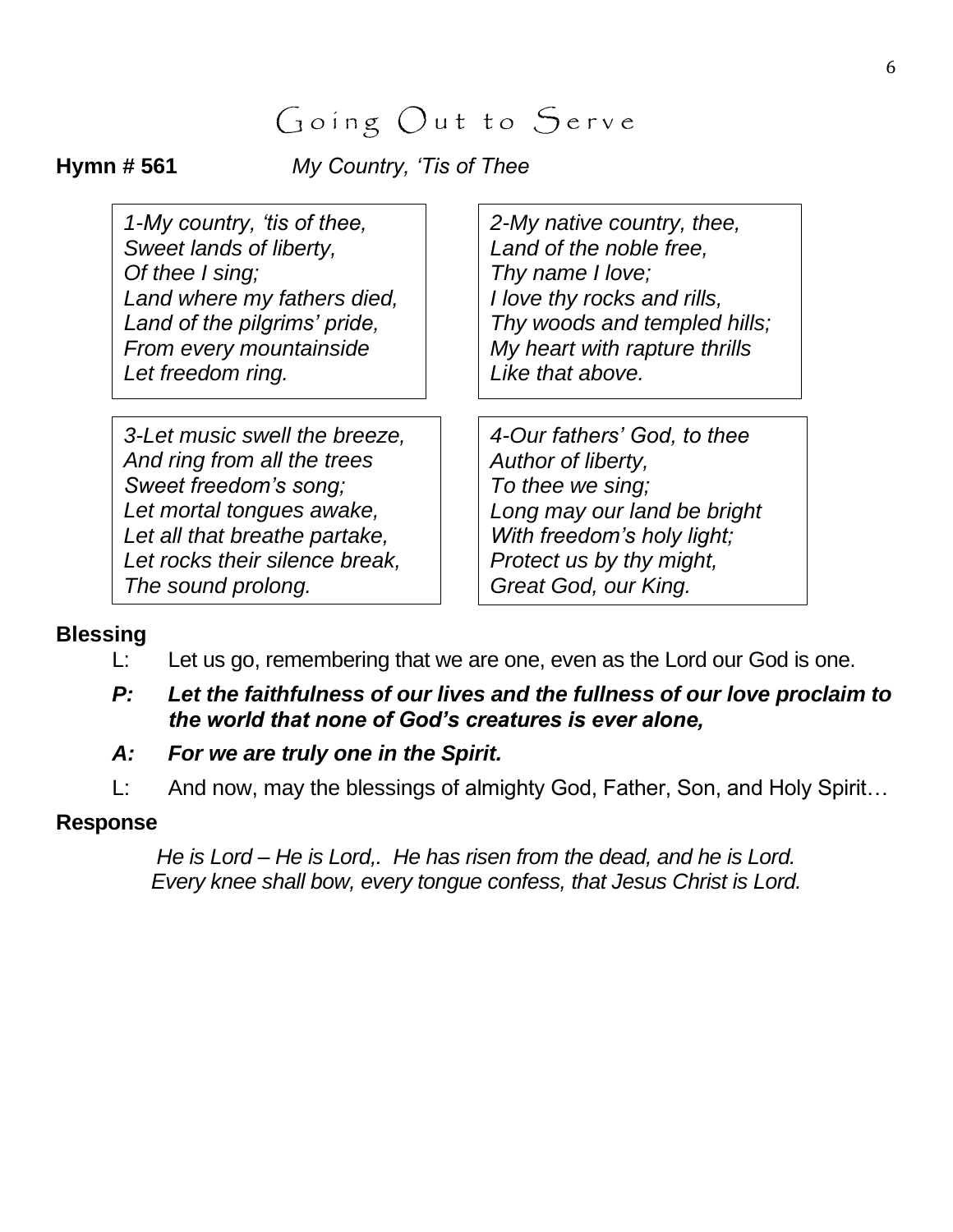# Going Out to Serve

**Hymn # 561** *My Country, 'Tis of Thee*

*1-My country, 'tis of thee,*
*Sweet lands of liberty,*
*Of thee I sing;*
*Land where my fathers died,*
*Land of the pilgrims' pride,*
*From every mountainside*
*Let freedom ring.*

*2-My native country, thee,*
*Land of the noble free,*
*Thy name I love;*
*I love thy rocks and rills,*
*Thy woods and templed hills;*
*My heart with rapture thrills*
*Like that above.*

*3-Let music swell the breeze,*
*And ring from all the trees*
*Sweet freedom's song;*
*Let mortal tongues awake,*
*Let all that breathe partake,*
*Let rocks their silence break,*
*The sound prolong.*

*4-Our fathers' God, to thee*
*Author of liberty,*
*To thee we sing;*
*Long may our land be bright*
*With freedom's holy light;*
*Protect us by thy might,*
*Great God, our King.*

**Blessing**

L: Let us go, remembering that we are one, even as the Lord our God is one.

***P: Let the faithfulness of our lives and the fullness of our love proclaim to the world that none of God's creatures is ever alone,***

***A: For we are truly one in the Spirit.***

L: And now, may the blessings of almighty God, Father, Son, and Holy Spirit…

**Response**

*He is Lord – He is Lord,. He has risen from the dead, and he is Lord.*
*Every knee shall bow, every tongue confess, that Jesus Christ is Lord.*